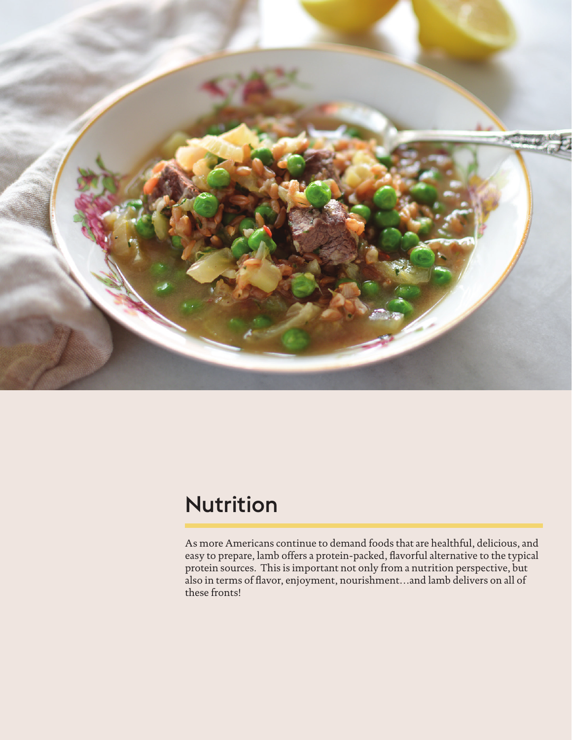# Nutrition

As more Americans continue to demand foods that are healthful, delicious, and easy to prepare, lamb offers a protein-packed, flavorful alternative to the typical protein sources.  This is important not only from a nutrition perspective, but also in terms of flavor, enjoyment, nourishment…and lamb delivers on all of these fronts!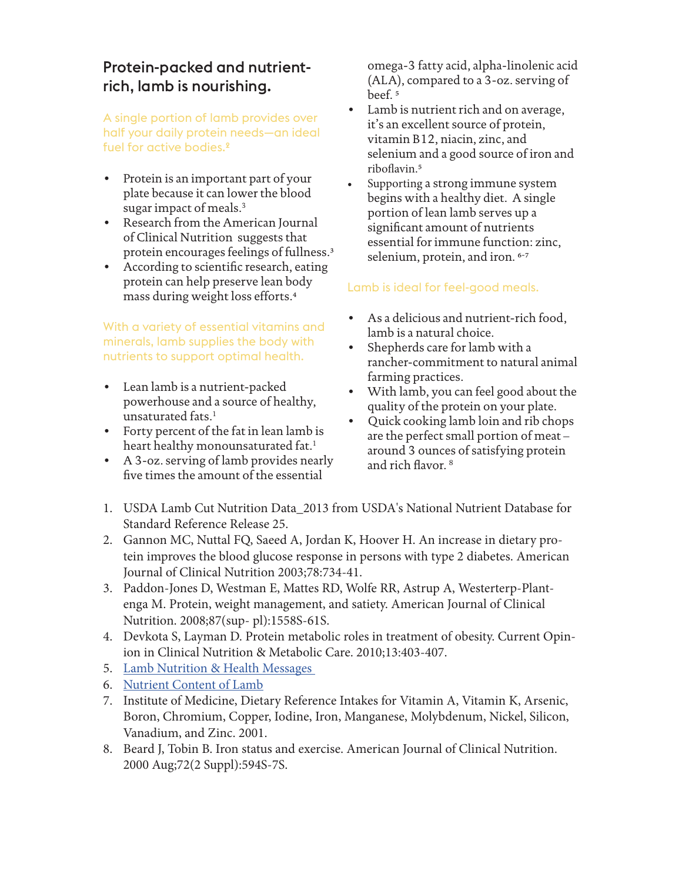## Protein-packed and nutrient-rich, lamb is nourishing.

### A single portion of lamb provides over half your daily protein needs—an ideal fuel for active bodies.[2]

- Protein is an important part of your plate because it can lower the blood sugar impact of meals.[3]
- Research from the American Journal of Clinical Nutrition suggests that protein encourages feelings of fullness.[3]
- According to scientific research, eating protein can help preserve lean body mass during weight loss efforts.[4]

### With a variety of essential vitamins and minerals, lamb supplies the body with nutrients to support optimal health.

- Lean lamb is a nutrient-packed powerhouse and a source of healthy, unsaturated fats.[1]
- Forty percent of the fat in lean lamb is heart healthy monounsaturated fat.[1]
- A 3-oz. serving of lamb provides nearly five times the amount of the essential omega-3 fatty acid, alpha-linolenic acid (ALA), compared to a 3-oz. serving of beef. [5]
- Lamb is nutrient rich and on average, it's an excellent source of protein, vitamin B12, niacin, zinc, and selenium and a good source of iron and riboflavin.[5]
- Supporting a strong immune system begins with a healthy diet. A single portion of lean lamb serves up a significant amount of nutrients essential for immune function: zinc, selenium, protein, and iron. [6-7]

### Lamb is ideal for feel-good meals.

- As a delicious and nutrient-rich food, lamb is a natural choice.
- Shepherds care for lamb with a rancher-commitment to natural animal farming practices.
- With lamb, you can feel good about the quality of the protein on your plate.
- Quick cooking lamb loin and rib chops are the perfect small portion of meat – around 3 ounces of satisfying protein and rich flavor. [8]

1. USDA Lamb Cut Nutrition Data_2013 from USDA's National Nutrient Database for Standard Reference Release 25.
2. Gannon MC, Nuttal FQ, Saeed A, Jordan K, Hoover H. An increase in dietary protein improves the blood glucose response in persons with type 2 diabetes. American Journal of Clinical Nutrition 2003;78:734-41.
3. Paddon-Jones D, Westman E, Mattes RD, Wolfe RR, Astrup A, Westerterp-Plantenga M. Protein, weight management, and satiety. American Journal of Clinical Nutrition. 2008;87(sup- pl):1558S-61S.
4. Devkota S, Layman D. Protein metabolic roles in treatment of obesity. Current Opinion in Clinical Nutrition & Metabolic Care. 2010;13:403-407.
5. Lamb Nutrition & Health Messages
6. Nutrient Content of Lamb
7. Institute of Medicine, Dietary Reference Intakes for Vitamin A, Vitamin K, Arsenic, Boron, Chromium, Copper, Iodine, Iron, Manganese, Molybdenum, Nickel, Silicon, Vanadium, and Zinc. 2001.
8. Beard J, Tobin B. Iron status and exercise. American Journal of Clinical Nutrition. 2000 Aug;72(2 Suppl):594S-7S.